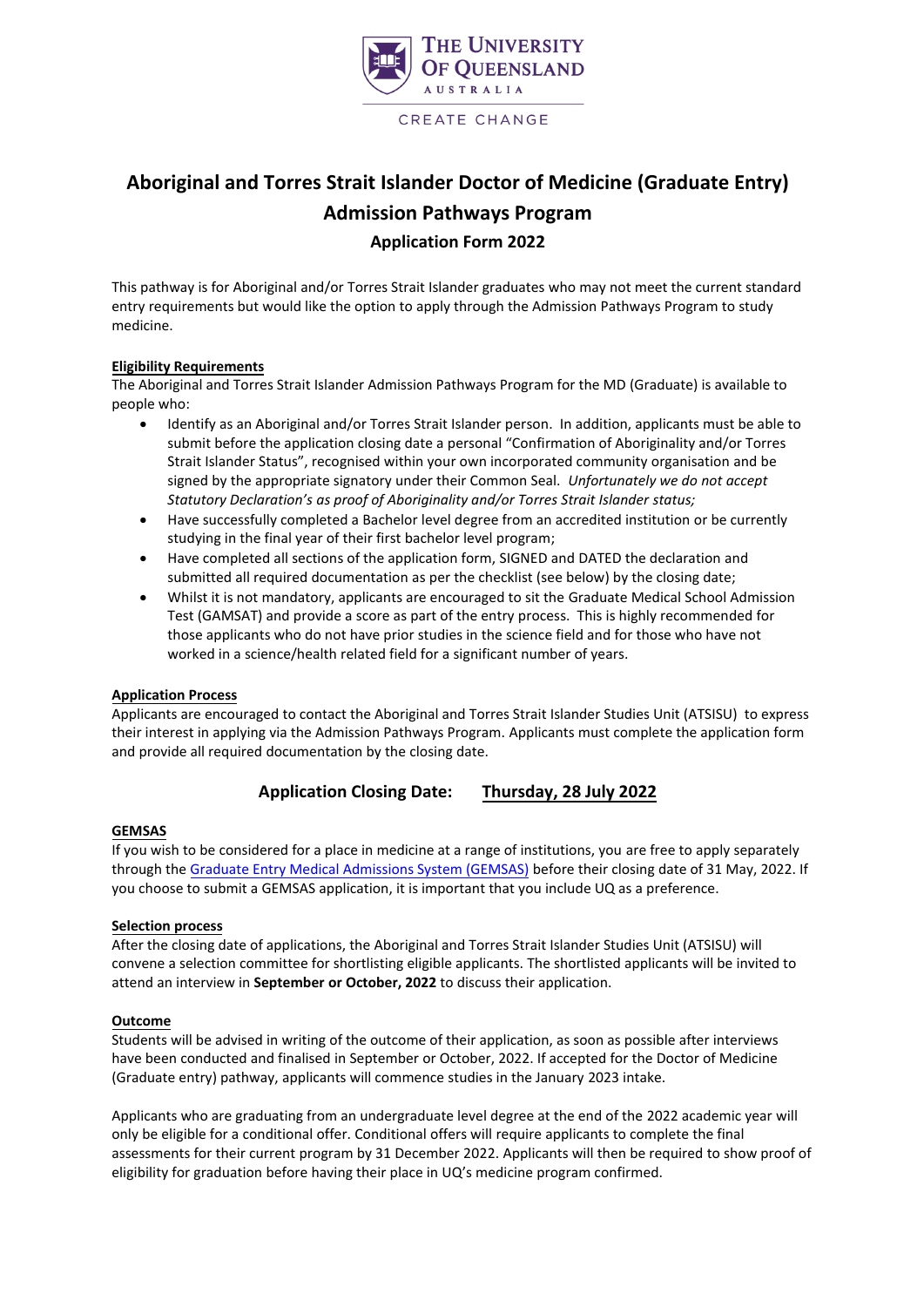THE UNIVERSITY OF QUEENSLAND
AUSTRALIA

CREATE CHANGE

# Aboriginal and Torres Strait Islander Doctor of Medicine (Graduate Entry) Admission Pathways Program

## Application Form 2022

This pathway is for Aboriginal and/or Torres Strait Islander graduates who may not meet the current standard entry requirements but would like the option to apply through the Admission Pathways Program to study medicine.

### Eligibility Requirements

The Aboriginal and Torres Strait Islander Admission Pathways Program for the MD (Graduate) is available to people who:

- Identify as an Aboriginal and/or Torres Strait Islander person. In addition, applicants must be able to submit before the application closing date a personal "Confirmation of Aboriginality and/or Torres Strait Islander Status", recognised within your own incorporated community organisation and be signed by the appropriate signatory under their Common Seal. *Unfortunately we do not accept Statutory Declaration's as proof of Aboriginality and/or Torres Strait Islander status;*
- Have successfully completed a Bachelor level degree from an accredited institution or be currently studying in the final year of their first bachelor level program;
- Have completed all sections of the application form, SIGNED and DATED the declaration and submitted all required documentation as per the checklist (see below) by the closing date;
- Whilst it is not mandatory, applicants are encouraged to sit the Graduate Medical School Admission Test (GAMSAT) and provide a score as part of the entry process. This is highly recommended for those applicants who do not have prior studies in the science field and for those who have not worked in a science/health related field for a significant number of years.

### Application Process

Applicants are encouraged to contact the Aboriginal and Torres Strait Islander Studies Unit (ATSISU) to express their interest in applying via the Admission Pathways Program. Applicants must complete the application form and provide all required documentation by the closing date.

**Application Closing Date: Thursday, 28 July 2022**

### GEMSAS

If you wish to be considered for a place in medicine at a range of institutions, you are free to apply separately through the Graduate Entry Medical Admissions System (GEMSAS) before their closing date of 31 May, 2022. If you choose to submit a GEMSAS application, it is important that you include UQ as a preference.

### Selection process

After the closing date of applications, the Aboriginal and Torres Strait Islander Studies Unit (ATSISU) will convene a selection committee for shortlisting eligible applicants. The shortlisted applicants will be invited to attend an interview in **September or October, 2022** to discuss their application.

### Outcome

Students will be advised in writing of the outcome of their application, as soon as possible after interviews have been conducted and finalised in September or October, 2022. If accepted for the Doctor of Medicine (Graduate entry) pathway, applicants will commence studies in the January 2023 intake.

Applicants who are graduating from an undergraduate level degree at the end of the 2022 academic year will only be eligible for a conditional offer. Conditional offers will require applicants to complete the final assessments for their current program by 31 December 2022. Applicants will then be required to show proof of eligibility for graduation before having their place in UQ's medicine program confirmed.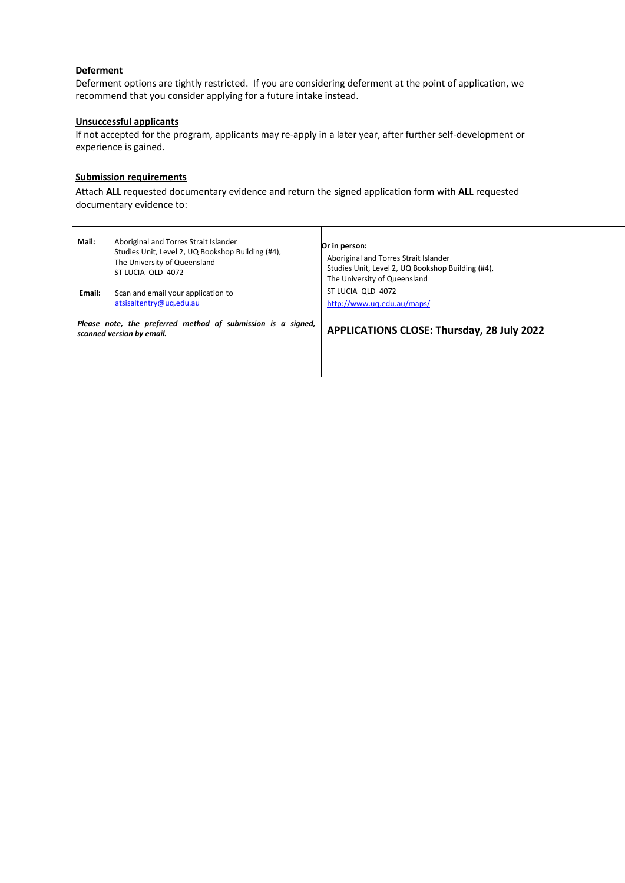**Deferment**

Deferment options are tightly restricted. If you are considering deferment at the point of application, we recommend that you consider applying for a future intake instead.

**Unsuccessful applicants**

If not accepted for the program, applicants may re-apply in a later year, after further self-development or experience is gained.

**Submission requirements**

Attach **ALL** requested documentary evidence and return the signed application form with **ALL** requested documentary evidence to:

**Mail:** Aboriginal and Torres Strait Islander Studies Unit, Level 2, UQ Bookshop Building (#4), The University of Queensland ST LUCIA QLD 4072

**Email:** Scan and email your application to atsisaltentry@uq.edu.au

***Please note, the preferred method of submission is a signed, scanned version by email.***

**Or in person:**

Aboriginal and Torres Strait Islander Studies Unit, Level 2, UQ Bookshop Building (#4), The University of Queensland ST LUCIA QLD 4072

http://www.uq.edu.au/maps/

**APPLICATIONS CLOSE: Thursday, 28 July 2022**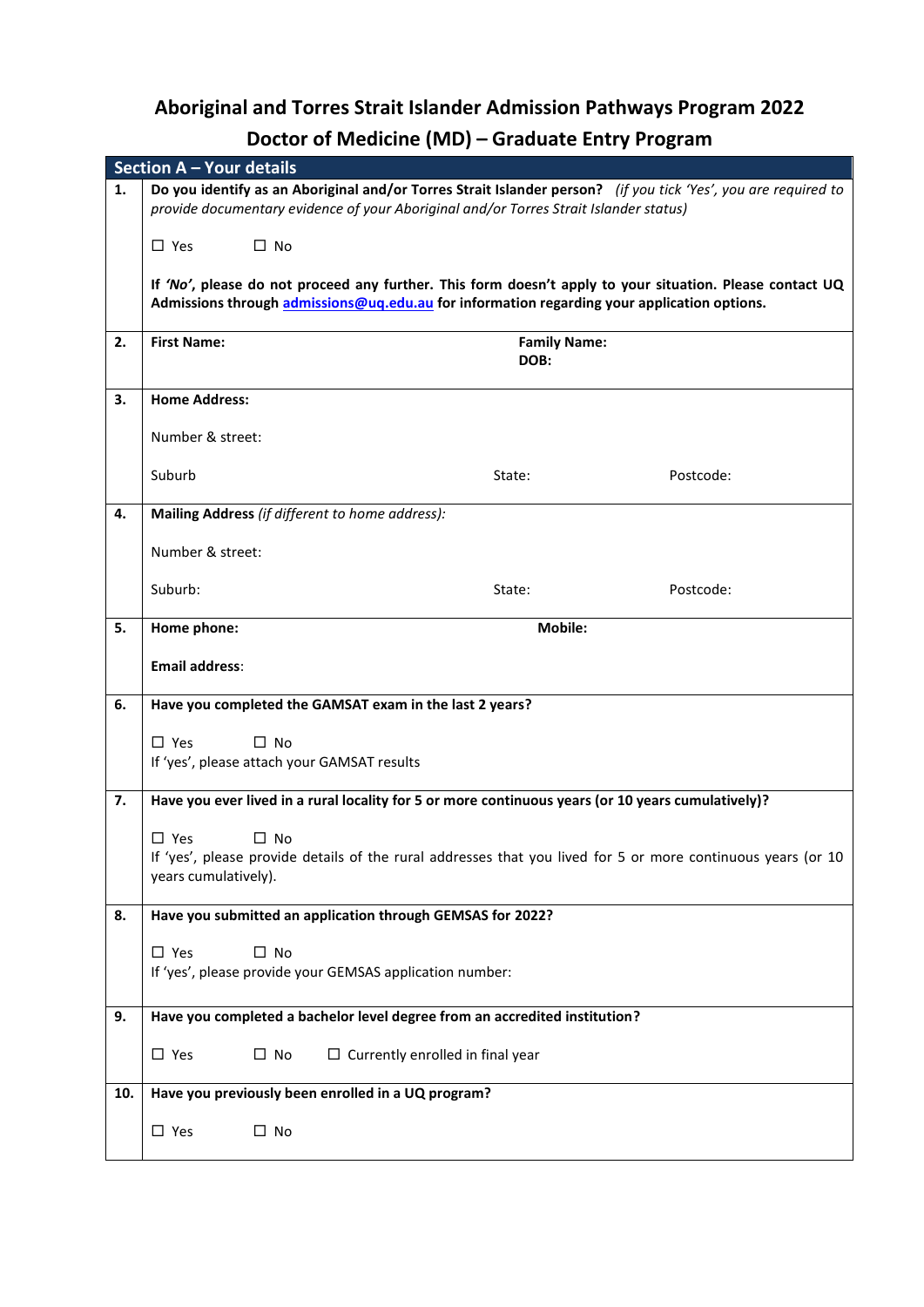# Aboriginal and Torres Strait Islander Admission Pathways Program 2022

## Doctor of Medicine (MD) – Graduate Entry Program

| Section A – Your details | |
|---|---|
| **1.** | **Do you identify as an Aboriginal and/or Torres Strait Islander person?** *(if you tick 'Yes', you are required to provide documentary evidence of your Aboriginal and/or Torres Strait Islander status)*<br><br>☐ Yes ☐ No<br><br>**If *'No'*, please do not proceed any further. This form doesn't apply to your situation. Please contact UQ Admissions through [admissions@uq.edu.au](mailto:admissions@uq.edu.au) for information regarding your application options.** |
| **2.** | **First Name:** **Family Name:**<br>**DOB:** |
| **3.** | **Home Address:**<br><br>Number & street:<br><br>Suburb State: Postcode: |
| **4.** | **Mailing Address** *(if different to home address):*<br><br>Number & street:<br><br>Suburb: State: Postcode: |
| **5.** | **Home phone:** **Mobile:**<br><br>**Email address**: |
| **6.** | **Have you completed the GAMSAT exam in the last 2 years?**<br><br>☐ Yes ☐ No<br>If 'yes', please attach your GAMSAT results |
| **7.** | **Have you ever lived in a rural locality for 5 or more continuous years (or 10 years cumulatively)?**<br><br>☐ Yes ☐ No<br>If 'yes', please provide details of the rural addresses that you lived for 5 or more continuous years (or 10 years cumulatively). |
| **8.** | **Have you submitted an application through GEMSAS for 2022?**<br><br>☐ Yes ☐ No<br>If 'yes', please provide your GEMSAS application number: |
| **9.** | **Have you completed a bachelor level degree from an accredited institution?**<br><br>☐ Yes ☐ No ☐ Currently enrolled in final year |
| **10.** | **Have you previously been enrolled in a UQ program?**<br><br>☐ Yes ☐ No |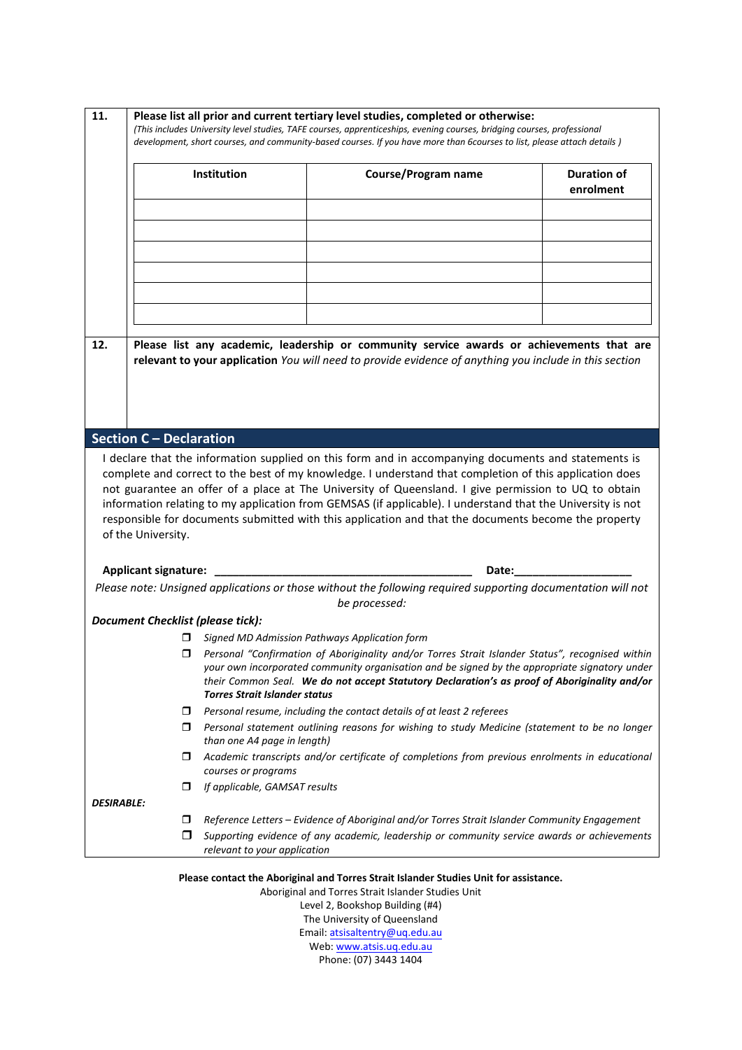**11.** **Please list all prior and current tertiary level studies, completed or otherwise:**
*(This includes University level studies, TAFE courses, apprenticeships, evening courses, bridging courses, professional development, short courses, and community-based courses. If you have more than 6courses to list, please attach details )*

| Institution | Course/Program name | Duration of enrolment |
|---|---|---|
| | | |
| | | |
| | | |
| | | |
| | | |
| | | |

**12.** **Please list any academic, leadership or community service awards or achievements that are relevant to your application** *You will need to provide evidence of anything you include in this section*

## Section C – Declaration

I declare that the information supplied on this form and in accompanying documents and statements is complete and correct to the best of my knowledge. I understand that completion of this application does not guarantee an offer of a place at The University of Queensland. I give permission to UQ to obtain information relating to my application from GEMSAS (if applicable). I understand that the University is not responsible for documents submitted with this application and that the documents become the property of the University.

**Applicant signature:** ___________________________________________ **Date:**___________________

*Please note: Unsigned applications or those without the following required supporting documentation will not be processed:*

***Document Checklist (please tick):***

- ❐ *Signed MD Admission Pathways Application form*
- ❐ *Personal "Confirmation of Aboriginality and/or Torres Strait Islander Status", recognised within your own incorporated community organisation and be signed by the appropriate signatory under their Common Seal.* ***We do not accept Statutory Declaration's as proof of Aboriginality and/or Torres Strait Islander status***
- ❐ *Personal resume, including the contact details of at least 2 referees*
- ❐ *Personal statement outlining reasons for wishing to study Medicine (statement to be no longer than one A4 page in length)*
- ❐ *Academic transcripts and/or certificate of completions from previous enrolments in educational courses or programs*
- ❐ *If applicable, GAMSAT results*

***DESIRABLE:***

- ❐ *Reference Letters – Evidence of Aboriginal and/or Torres Strait Islander Community Engagement*
- ❐ *Supporting evidence of any academic, leadership or community service awards or achievements relevant to your application*

**Please contact the Aboriginal and Torres Strait Islander Studies Unit for assistance.**

Aboriginal and Torres Strait Islander Studies Unit
Level 2, Bookshop Building (#4)
The University of Queensland
Email: atsisaltentry@uq.edu.au
Web: www.atsis.uq.edu.au
Phone: (07) 3443 1404